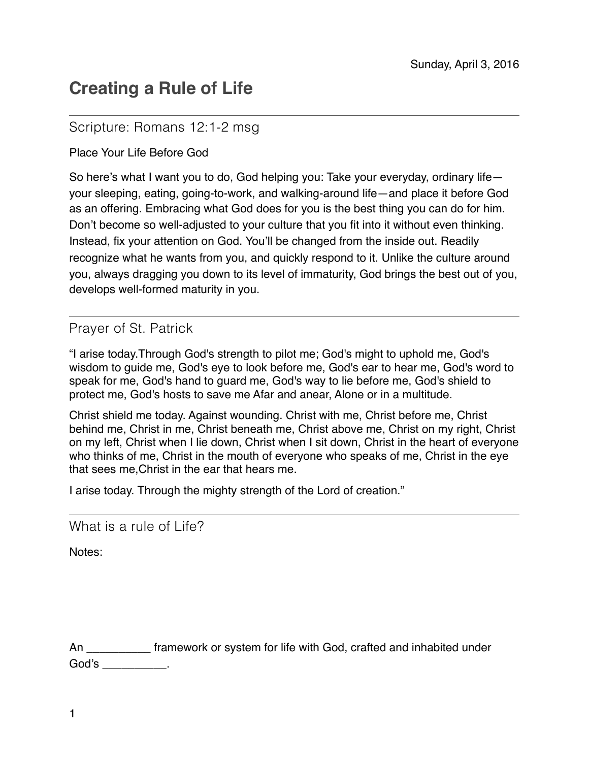Sunday, April 3, 2016

# Creating a Rule of Life

## Scripture: Romans 12:1-2 msg

Place Your Life Before God

So here's what I want you to do, God helping you: Take your everyday, ordinary life—your sleeping, eating, going-to-work, and walking-around life—and place it before God as an offering. Embracing what God does for you is the best thing you can do for him. Don't become so well-adjusted to your culture that you fit into it without even thinking. Instead, fix your attention on God. You'll be changed from the inside out. Readily recognize what he wants from you, and quickly respond to it. Unlike the culture around you, always dragging you down to its level of immaturity, God brings the best out of you, develops well-formed maturity in you.

## Prayer of St. Patrick

"I arise today.Through God's strength to pilot me; God's might to uphold me, God's wisdom to guide me, God's eye to look before me, God's ear to hear me, God's word to speak for me, God's hand to guard me, God's way to lie before me, God's shield to protect me, God's hosts to save me Afar and anear, Alone or in a multitude.

Christ shield me today. Against wounding. Christ with me, Christ before me, Christ behind me, Christ in me, Christ beneath me, Christ above me, Christ on my right, Christ on my left, Christ when I lie down, Christ when I sit down, Christ in the heart of everyone who thinks of me, Christ in the mouth of everyone who speaks of me, Christ in the eye that sees me,Christ in the ear that hears me.

I arise today. Through the mighty strength of the Lord of creation."

## What is a rule of Life?

Notes:

An __________ framework or system for life with God, crafted and inhabited under God's __________.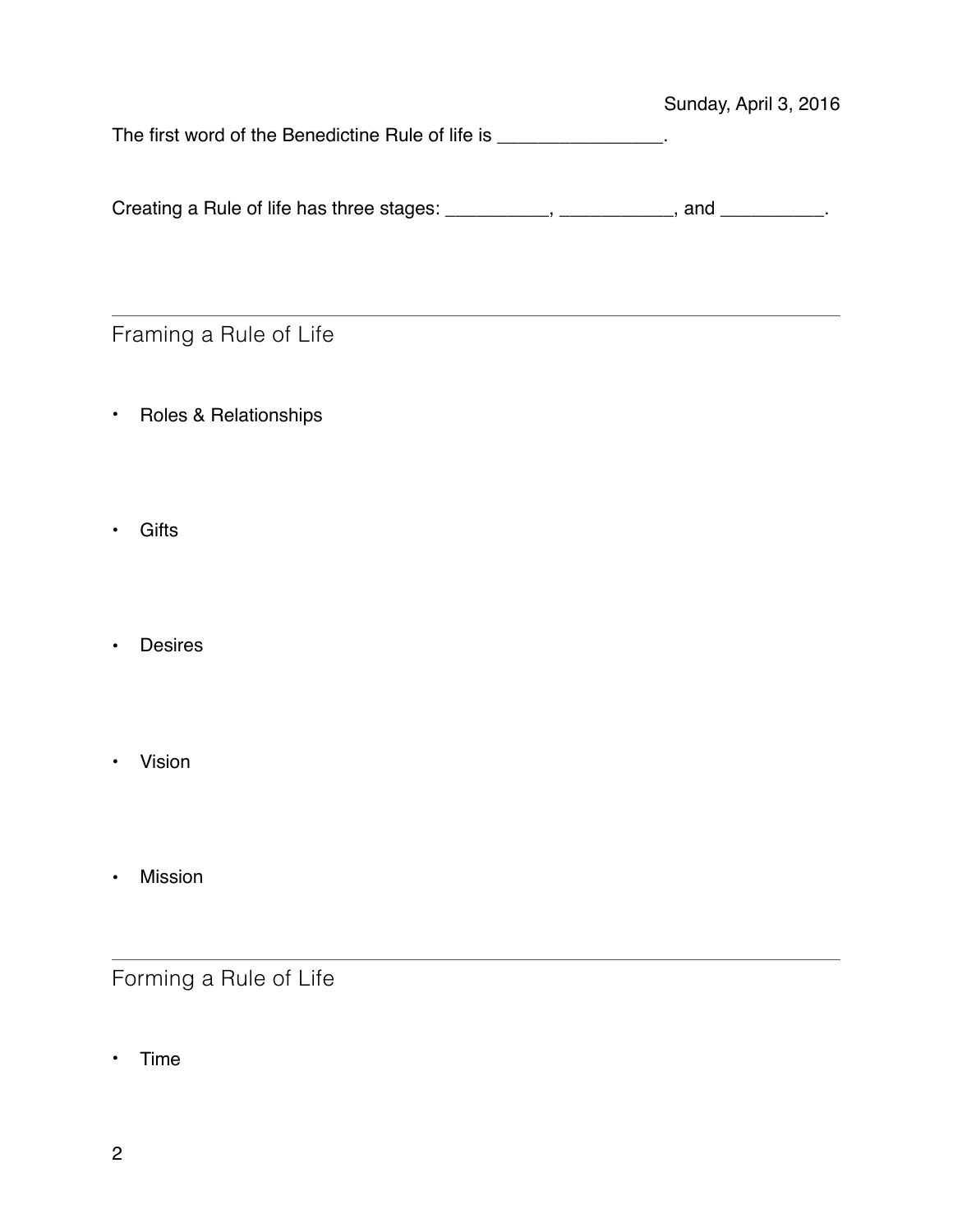Sunday, April 3, 2016

The first word of the Benedictine Rule of life is _______________.

Creating a Rule of life has three stages: __________, ___________, and __________.

---

## Framing a Rule of Life

- Roles & Relationships

- Gifts

- Desires

- Vision

- Mission

---

## Forming a Rule of Life

- Time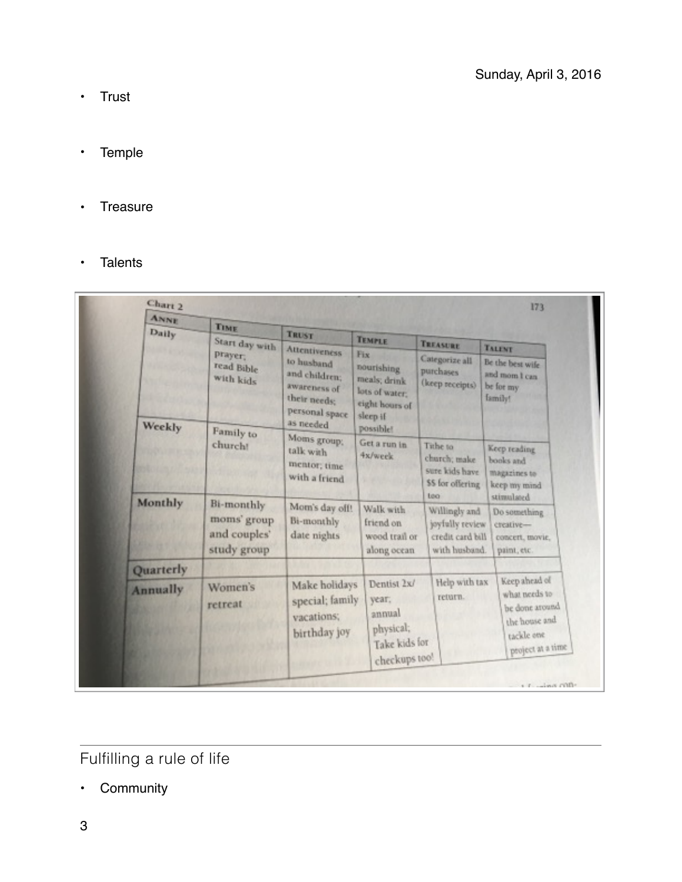Sunday, April 3, 2016

- Trust
- Temple
- Treasure
- Talents

Chart 2

| ANNE | TIME | TRUST | TEMPLE | TREASURE | TALENT |
|---|---|---|---|---|---|
| Daily | Start day with prayer; read Bible with kids | Attentiveness to husband and children; awareness of their needs; personal space as needed | Fix nourishing meals; drink lots of water; eight hours of sleep if possible! | Categorize all purchases (keep receipts) | Be the best wife and mom I can be for my family! |
| Weekly | Family to church! | Moms group; talk with mentor; time with a friend | Get a run in 4x/week | Tithe to church; make sure kids have $$ for offering too | Keep reading books and magazines to keep my mind stimulated |
| Monthly | Bi-monthly moms' group and couples' study group | Mom's day off! Bi-monthly date nights | Walk with friend on wood trail or along ocean | Willingly and joyfully review credit card bill with husband. | Do something creative—concert, movie, paint, etc. |
| Quarterly | | | | | |
| Annually | Women's retreat | Make holidays special; family vacations; birthday joy | Dentist 2x/year, annual physical; Take kids for checkups too! | Help with tax return. | Keep ahead of what needs to be done around the house and tackle one project at a time |

## Fulfilling a rule of life

- Community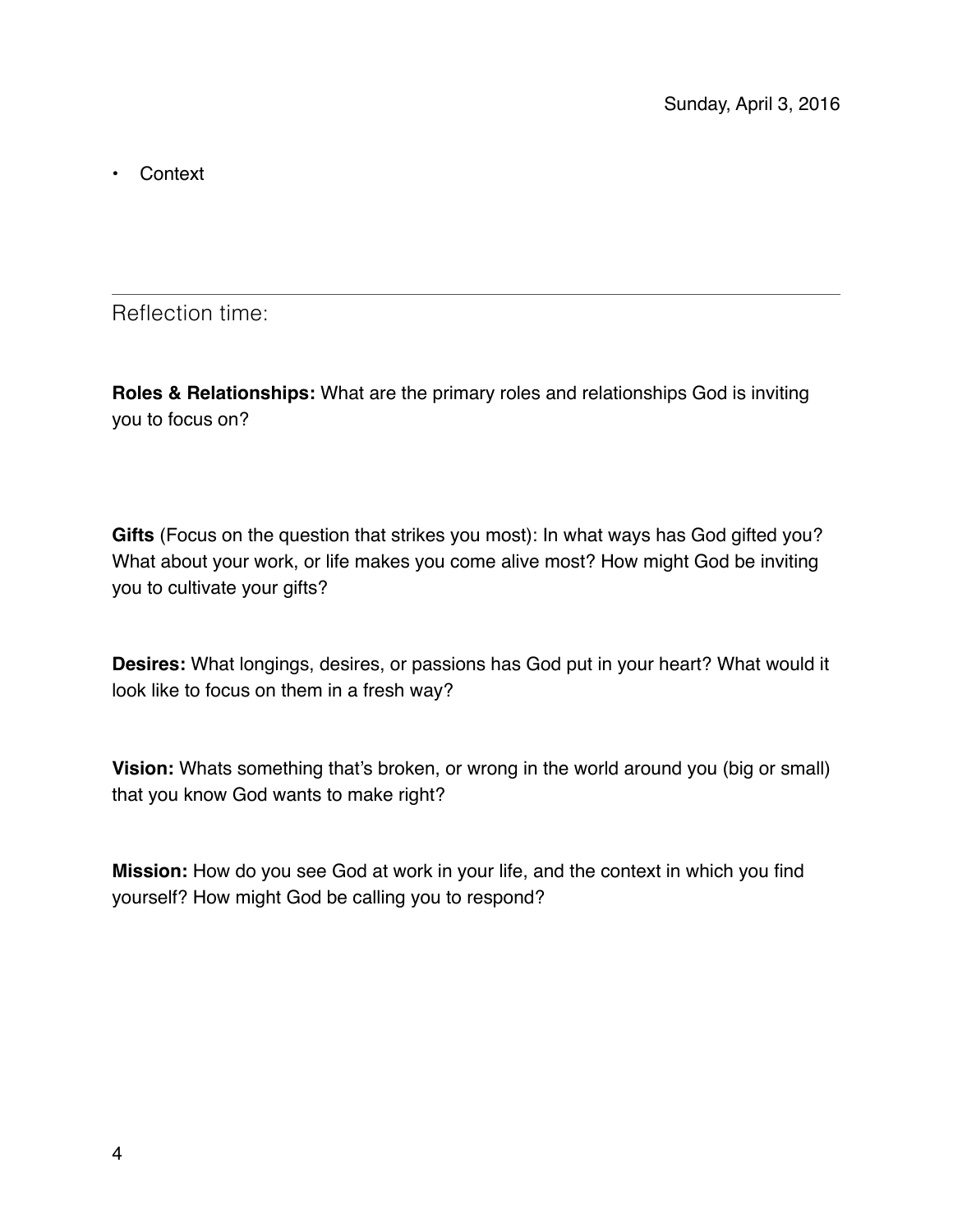Sunday, April 3, 2016

- Context

---

Reflection time:

**Roles & Relationships:** What are the primary roles and relationships God is inviting you to focus on?

**Gifts** (Focus on the question that strikes you most): In what ways has God gifted you? What about your work, or life makes you come alive most? How might God be inviting you to cultivate your gifts?

**Desires:** What longings, desires, or passions has God put in your heart? What would it look like to focus on them in a fresh way?

**Vision:** Whats something that's broken, or wrong in the world around you (big or small) that you know God wants to make right?

**Mission:** How do you see God at work in your life, and the context in which you find yourself? How might God be calling you to respond?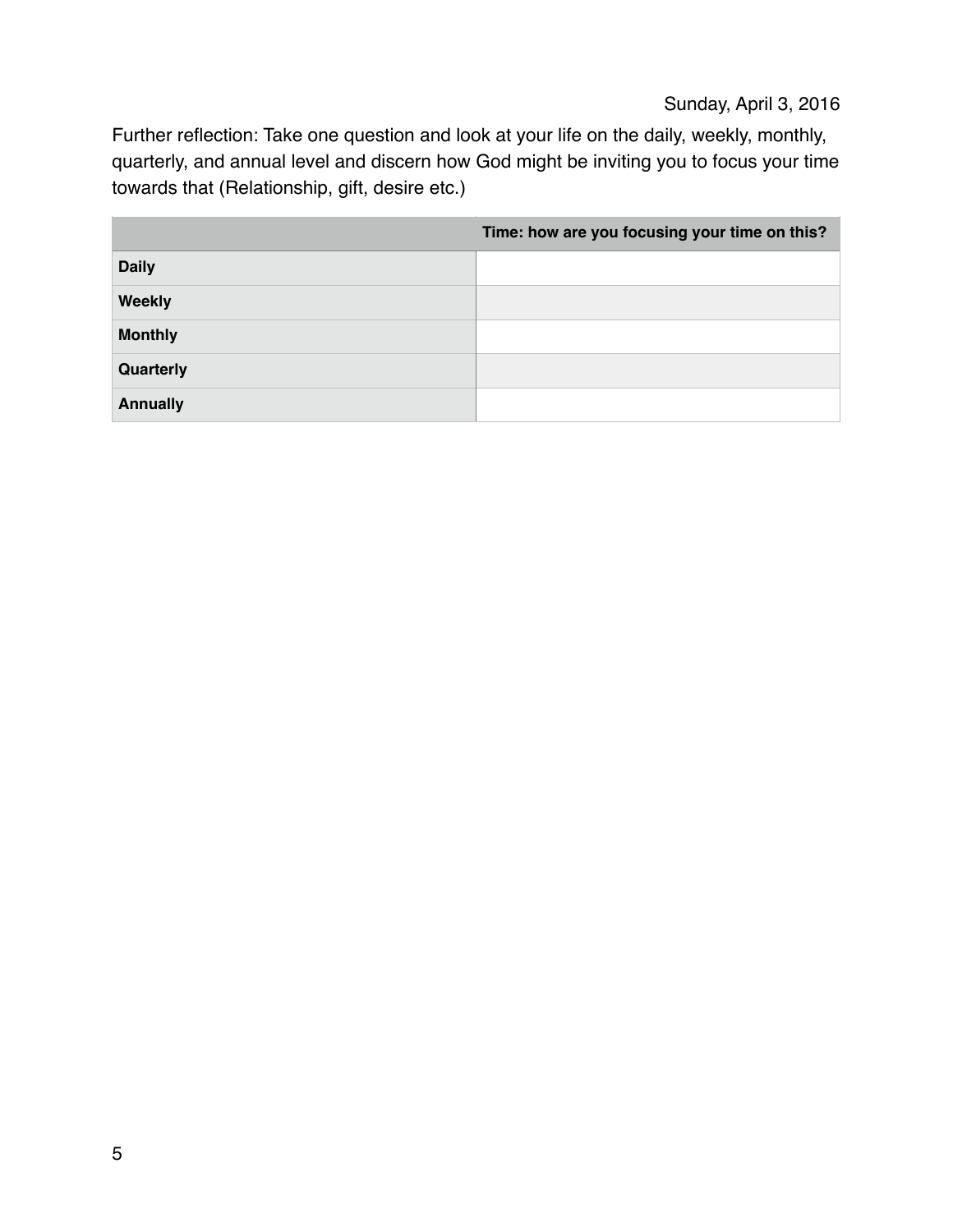Sunday, April 3, 2016

Further reflection: Take one question and look at your life on the daily, weekly, monthly, quarterly, and annual level and discern how God might be inviting you to focus your time towards that (Relationship, gift, desire etc.)

| | Time: how are you focusing your time on this? |
| --- | --- |
| **Daily** | |
| **Weekly** | |
| **Monthly** | |
| **Quarterly** | |
| **Annually** | |